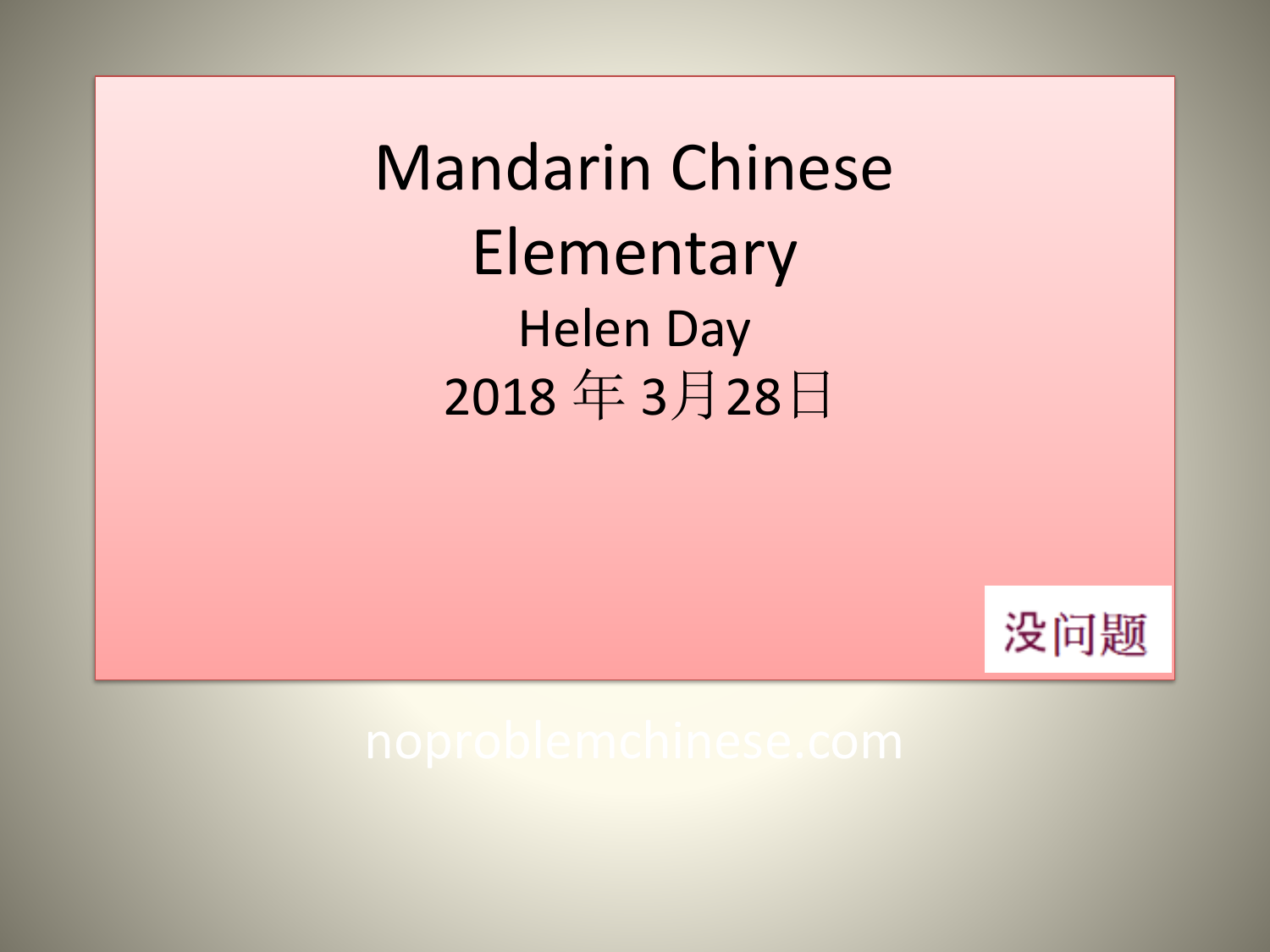# Mandarin Chinese Elementary

Helen Day

2018 年 3月28日

没问题

noproblemchinese.com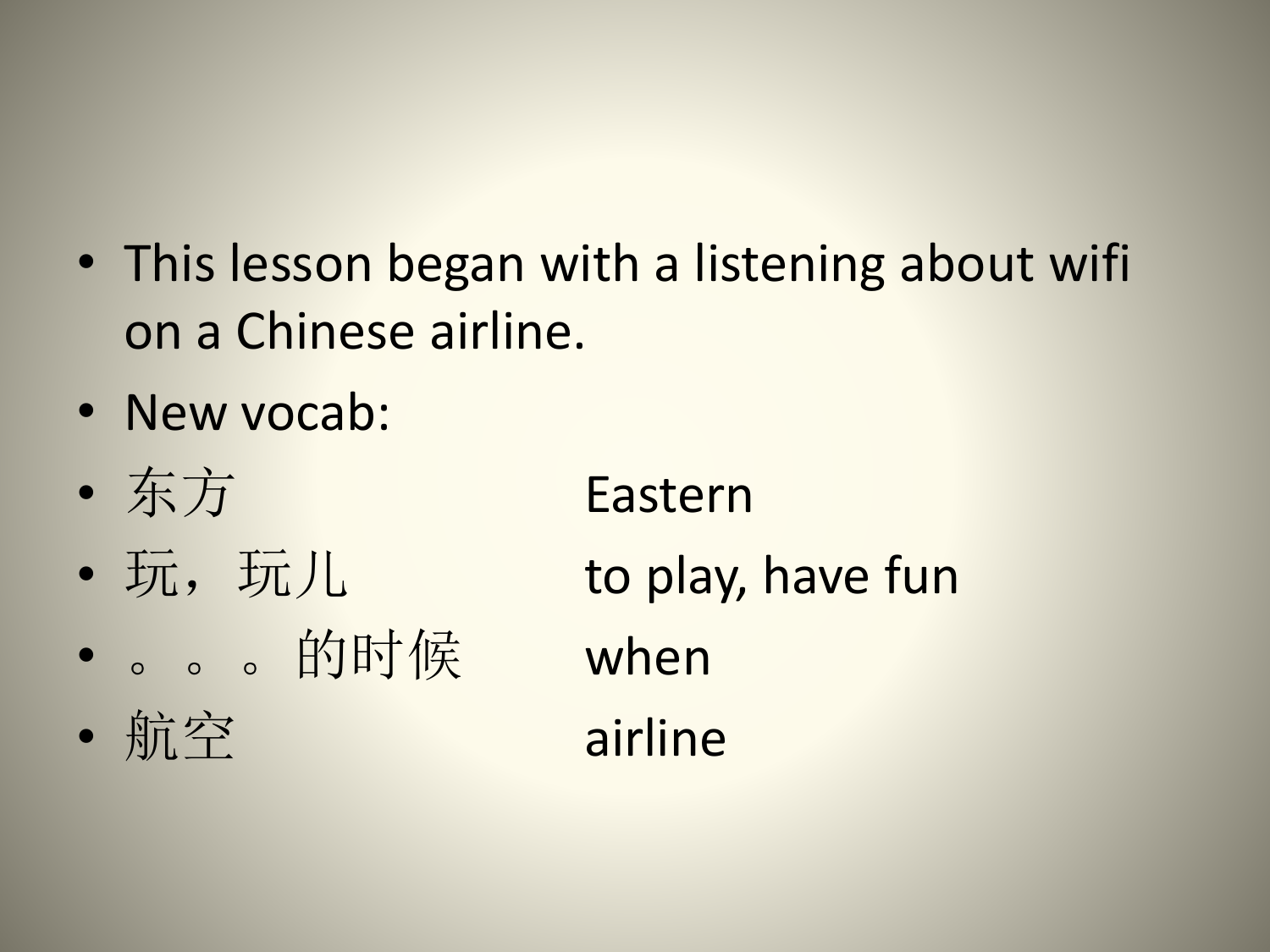- This lesson began with a listening about wifi on a Chinese airline.
- New vocab:
- 东方 Eastern
- 玩，玩儿 to play, have fun
- 。。。的时候 when
- 航空 airline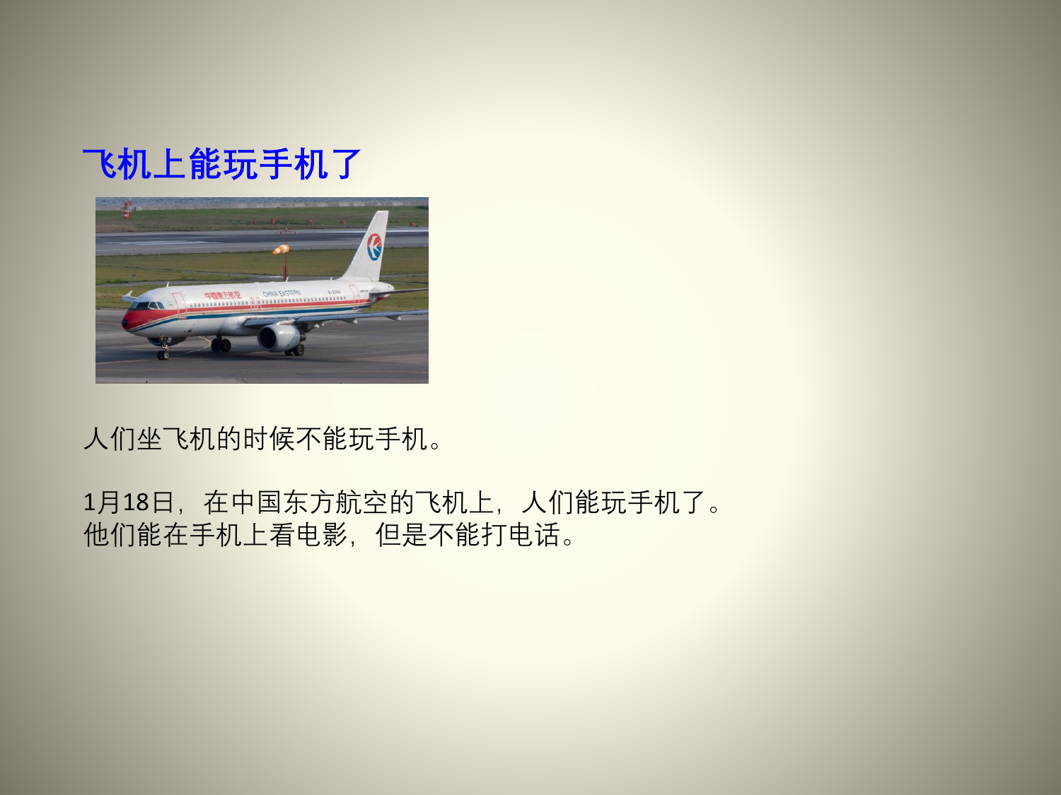## 飞机上能玩手机了

人们坐飞机的时候不能玩手机。

1月18日，在中国东方航空的飞机上，人们能玩手机了。
他们能在手机上看电影，但是不能打电话。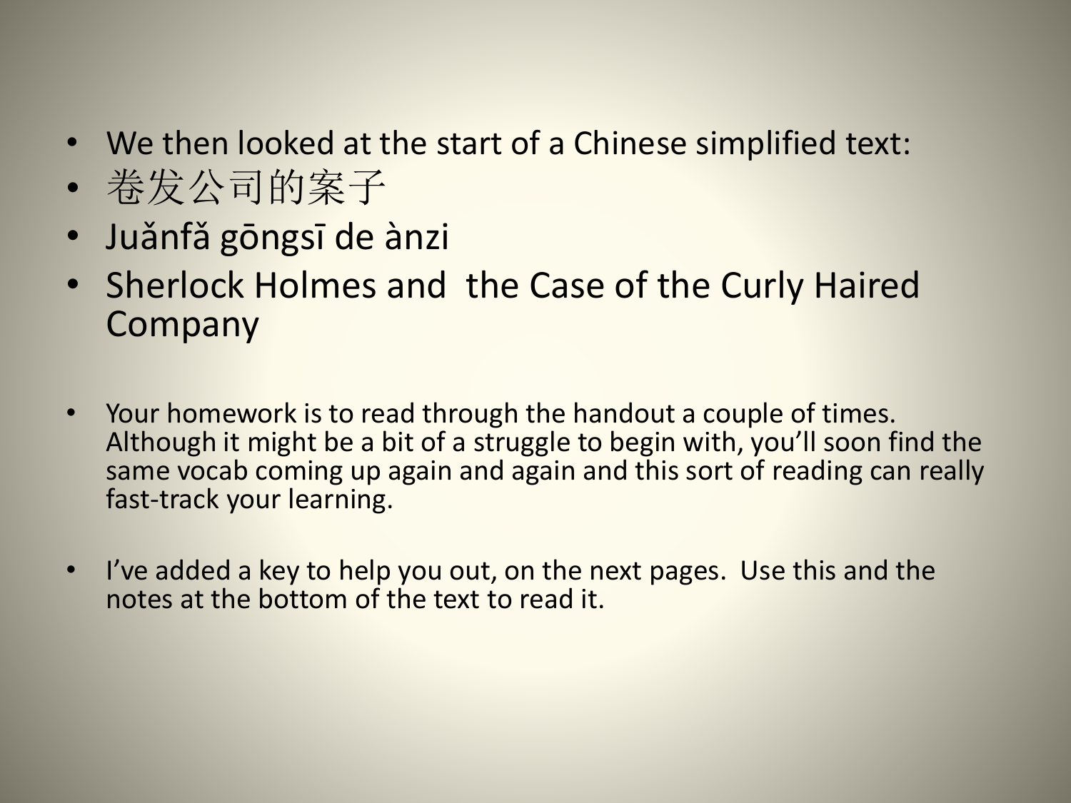- We then looked at the start of a Chinese simplified text:
- 卷发公司的案子
- Juǎnfǎ gōngsī de ànzi
- Sherlock Holmes and the Case of the Curly Haired Company

- Your homework is to read through the handout a couple of times. Although it might be a bit of a struggle to begin with, you'll soon find the same vocab coming up again and again and this sort of reading can really fast-track your learning.

- I've added a key to help you out, on the next pages. Use this and the notes at the bottom of the text to read it.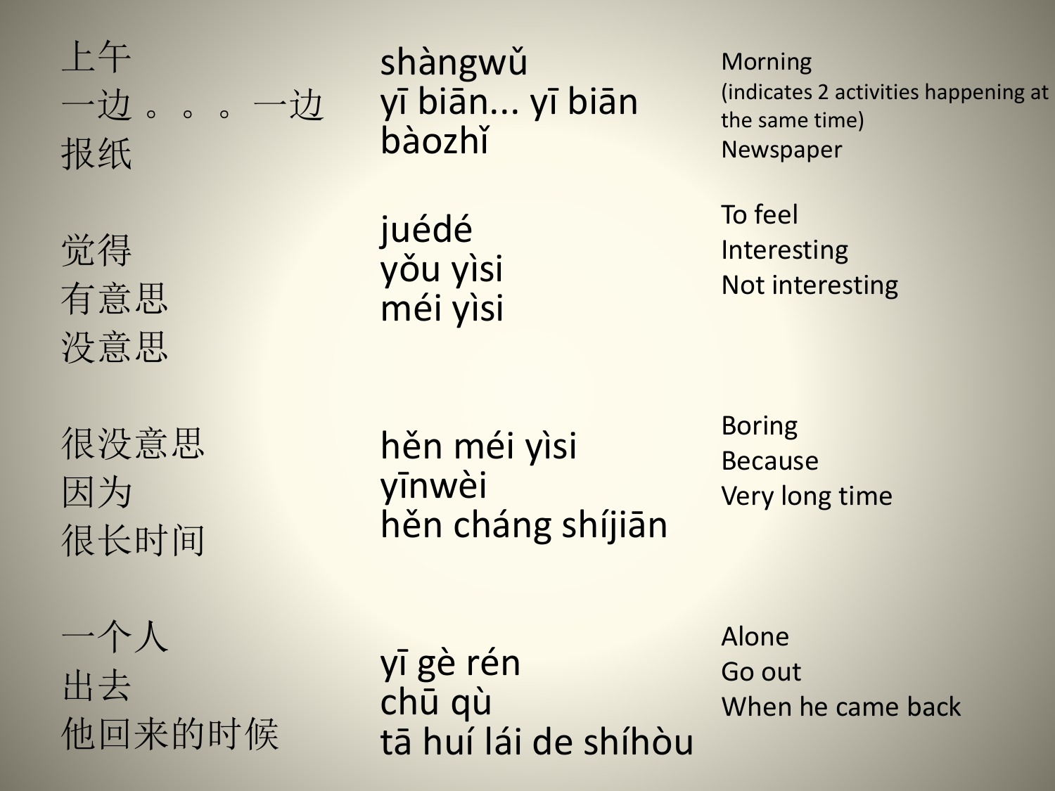| Chinese | Pinyin | English |
| --- | --- | --- |
| 上午 | shàngwǔ | Morning |
| 一边。。。一边 | yī biān... yī biān | (indicates 2 activities happening at the same time) |
| 报纸 | bàozhǐ | Newspaper |
| 觉得 | juédé | To feel |
| 有意思 | yǒu yìsi | Interesting |
| 没意思 | méi yìsi | Not interesting |
| 很没意思 | hěn méi yìsi | Boring |
| 因为 | yīnwèi | Because |
| 很长时间 | hěn cháng shíjiān | Very long time |
| 一个人 | yī gè rén | Alone |
| 出去 | chū qù | Go out |
| 他回来的时候 | tā huí lái de shíhòu | When he came back |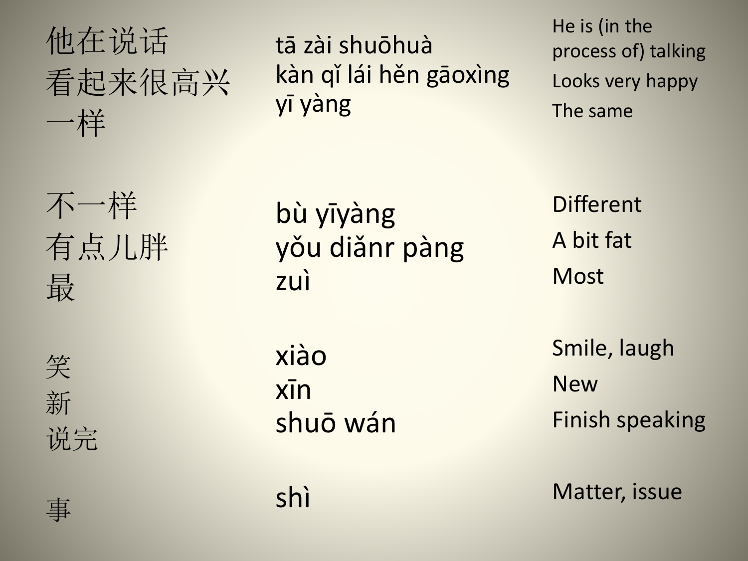| | | |
|---|---|---|
| 他在说话 | tā zài shuōhuà | He is (in the process of) talking |
| 看起来很高兴 | kàn qǐ lái hěn gāoxìng | Looks very happy |
| 一样 | yī yàng | The same |
| 不一样 | bù yīyàng | Different |
| 有点儿胖 | yǒu diǎnr pàng | A bit fat |
| 最 | zuì | Most |
| 笑 | xiào | Smile, laugh |
| 新 | xīn | New |
| 说完 | shuō wán | Finish speaking |
| 事 | shì | Matter, issue |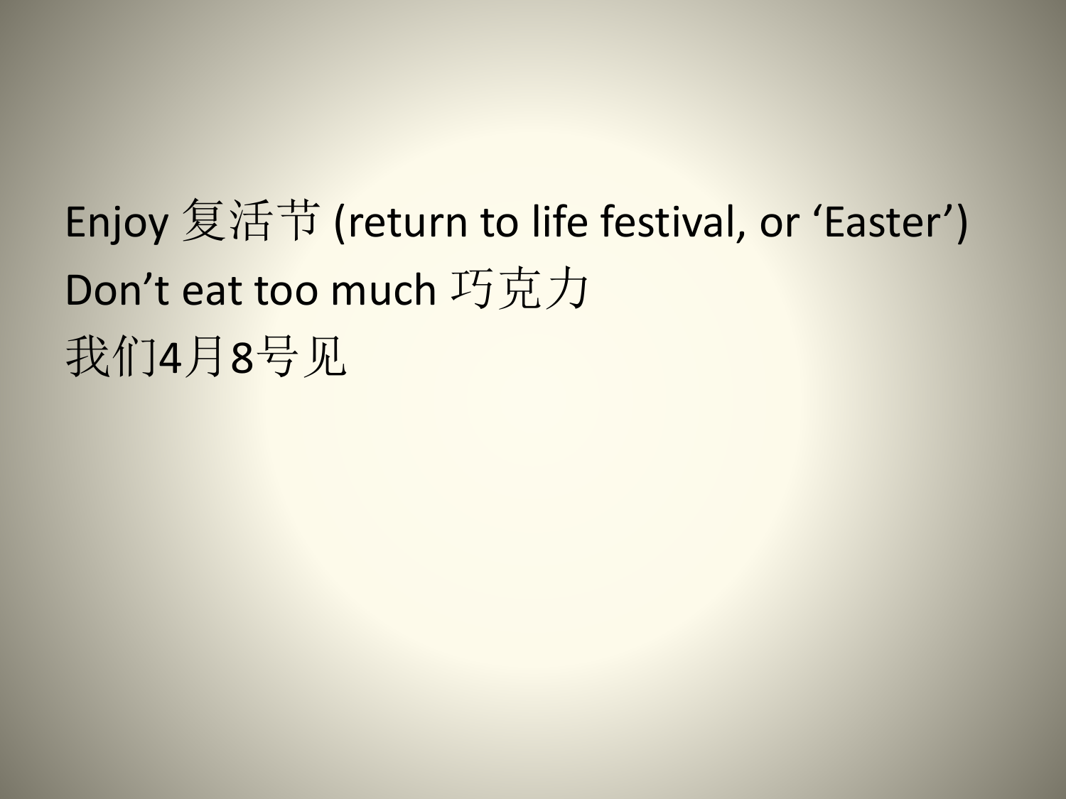Enjoy 复活节 (return to life festival, or ‘Easter’)

Don’t eat too much 巧克力

我们4月8号见